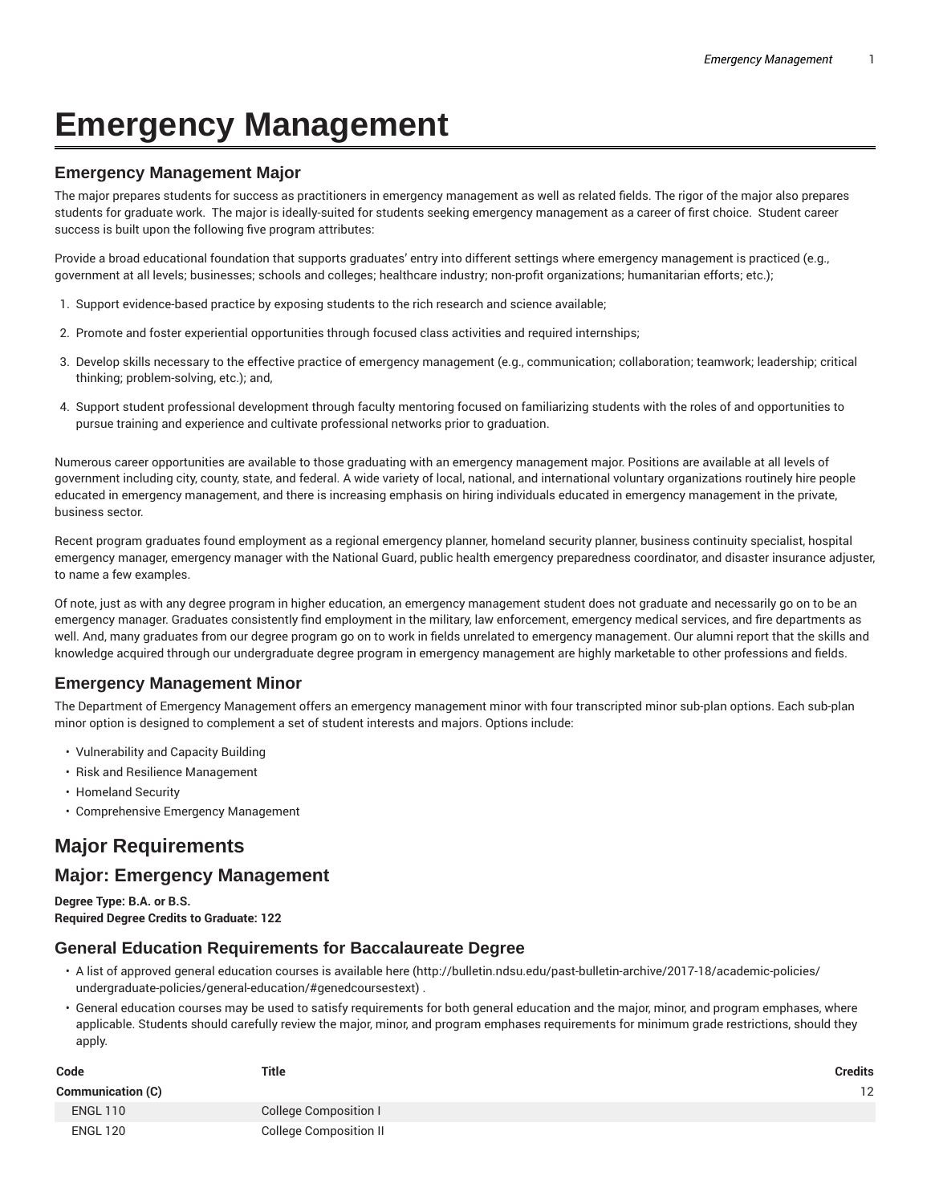# Emergency Management

## Emergency Management Major

The major prepares students for success as practitioners in emergency management as well as related fields. The rigor of the major also prepares students for graduate work. The major is ideally-suited for students seeking emergency management as a career of first choice. Student career success is built upon the following five program attributes:

Provide a broad educational foundation that supports graduates' entry into different settings where emergency management is practiced (e.g., government at all levels; businesses; schools and colleges; healthcare industry; non-profit organizations; humanitarian efforts; etc.);

1. Support evidence-based practice by exposing students to the rich research and science available;
2. Promote and foster experiential opportunities through focused class activities and required internships;
3. Develop skills necessary to the effective practice of emergency management (e.g., communication; collaboration; teamwork; leadership; critical thinking; problem-solving, etc.); and,
4. Support student professional development through faculty mentoring focused on familiarizing students with the roles of and opportunities to pursue training and experience and cultivate professional networks prior to graduation.

Numerous career opportunities are available to those graduating with an emergency management major. Positions are available at all levels of government including city, county, state, and federal. A wide variety of local, national, and international voluntary organizations routinely hire people educated in emergency management, and there is increasing emphasis on hiring individuals educated in emergency management in the private, business sector.

Recent program graduates found employment as a regional emergency planner, homeland security planner, business continuity specialist, hospital emergency manager, emergency manager with the National Guard, public health emergency preparedness coordinator, and disaster insurance adjuster, to name a few examples.

Of note, just as with any degree program in higher education, an emergency management student does not graduate and necessarily go on to be an emergency manager. Graduates consistently find employment in the military, law enforcement, emergency medical services, and fire departments as well. And, many graduates from our degree program go on to work in fields unrelated to emergency management. Our alumni report that the skills and knowledge acquired through our undergraduate degree program in emergency management are highly marketable to other professions and fields.

## Emergency Management Minor

The Department of Emergency Management offers an emergency management minor with four transcripted minor sub-plan options. Each sub-plan minor option is designed to complement a set of student interests and majors. Options include:

- Vulnerability and Capacity Building
- Risk and Resilience Management
- Homeland Security
- Comprehensive Emergency Management

## Major Requirements

## Major: Emergency Management

**Degree Type: B.A. or B.S.**
**Required Degree Credits to Graduate: 122**

### General Education Requirements for Baccalaureate Degree

- A list of approved general education courses is available here (http://bulletin.ndsu.edu/past-bulletin-archive/2017-18/academic-policies/undergraduate-policies/general-education/#genedcoursestext) .
- General education courses may be used to satisfy requirements for both general education and the major, minor, and program emphases, where applicable. Students should carefully review the major, minor, and program emphases requirements for minimum grade restrictions, should they apply.

| Code | Title | Credits |
|---|---|---|
| **Communication (C)** | | 12 |
| ENGL 110 | College Composition I | |
| ENGL 120 | College Composition II | |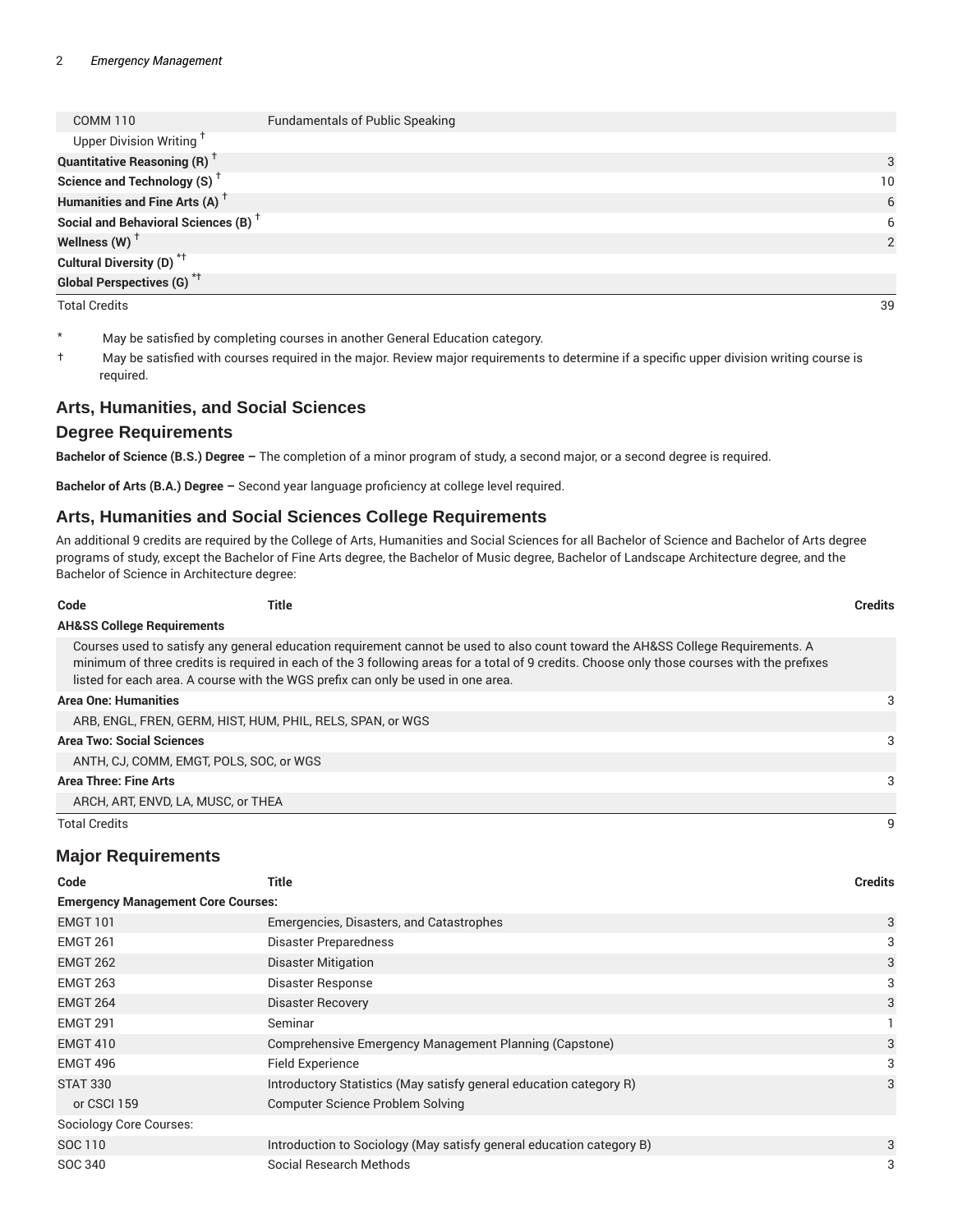| | | |
|---|---|---|
| COMM 110 | Fundamentals of Public Speaking | |
| Upper Division Writing † | | |
| **Quantitative Reasoning (R) †** | | 3 |
| **Science and Technology (S) †** | | 10 |
| **Humanities and Fine Arts (A) †** | | 6 |
| **Social and Behavioral Sciences (B) †** | | 6 |
| **Wellness (W) †** | | 2 |
| **Cultural Diversity (D) *†** | | |
| **Global Perspectives (G) *†** | | |
| Total Credits | | 39 |

\* May be satisfied by completing courses in another General Education category.

† May be satisfied with courses required in the major. Review major requirements to determine if a specific upper division writing course is required.

## Arts, Humanities, and Social Sciences

## Degree Requirements

**Bachelor of Science (B.S.) Degree –** The completion of a minor program of study, a second major, or a second degree is required.

**Bachelor of Arts (B.A.) Degree –** Second year language proficiency at college level required.

## Arts, Humanities and Social Sciences College Requirements

An additional 9 credits are required by the College of Arts, Humanities and Social Sciences for all Bachelor of Science and Bachelor of Arts degree programs of study, except the Bachelor of Fine Arts degree, the Bachelor of Music degree, Bachelor of Landscape Architecture degree, and the Bachelor of Science in Architecture degree:

| Code | Title | Credits |
|---|---|---|
| **AH&SS College Requirements** | | |
| Courses used to satisfy any general education requirement cannot be used to also count toward the AH&SS College Requirements. A minimum of three credits is required in each of the 3 following areas for a total of 9 credits. Choose only those courses with the prefixes listed for each area. A course with the WGS prefix can only be used in one area. | | |
| **Area One: Humanities** | | 3 |
| ARB, ENGL, FREN, GERM, HIST, HUM, PHIL, RELS, SPAN, or WGS | | |
| **Area Two: Social Sciences** | | 3 |
| ANTH, CJ, COMM, EMGT, POLS, SOC, or WGS | | |
| **Area Three: Fine Arts** | | 3 |
| ARCH, ART, ENVD, LA, MUSC, or THEA | | |
| Total Credits | | 9 |

## Major Requirements

| Code | Title | Credits |
|---|---|---|
| **Emergency Management Core Courses:** | | |
| EMGT 101 | Emergencies, Disasters, and Catastrophes | 3 |
| EMGT 261 | Disaster Preparedness | 3 |
| EMGT 262 | Disaster Mitigation | 3 |
| EMGT 263 | Disaster Response | 3 |
| EMGT 264 | Disaster Recovery | 3 |
| EMGT 291 | Seminar | 1 |
| EMGT 410 | Comprehensive Emergency Management Planning (Capstone) | 3 |
| EMGT 496 | Field Experience | 3 |
| STAT 330 | Introductory Statistics (May satisfy general education category R) | 3 |
| or CSCI 159 | Computer Science Problem Solving | |
| Sociology Core Courses: | | |
| SOC 110 | Introduction to Sociology (May satisfy general education category B) | 3 |
| SOC 340 | Social Research Methods | 3 |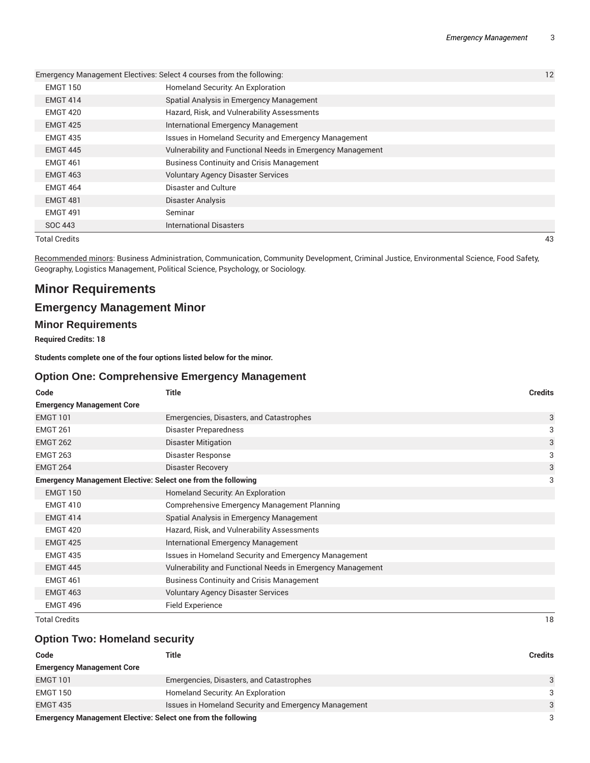| | | |
|---|---|---|
| Emergency Management Electives: Select 4 courses from the following: | | 12 |
| EMGT 150 | Homeland Security: An Exploration | |
| EMGT 414 | Spatial Analysis in Emergency Management | |
| EMGT 420 | Hazard, Risk, and Vulnerability Assessments | |
| EMGT 425 | International Emergency Management | |
| EMGT 435 | Issues in Homeland Security and Emergency Management | |
| EMGT 445 | Vulnerability and Functional Needs in Emergency Management | |
| EMGT 461 | Business Continuity and Crisis Management | |
| EMGT 463 | Voluntary Agency Disaster Services | |
| EMGT 464 | Disaster and Culture | |
| EMGT 481 | Disaster Analysis | |
| EMGT 491 | Seminar | |
| SOC 443 | International Disasters | |
| Total Credits | | 43 |

Recommended minors: Business Administration, Communication, Community Development, Criminal Justice, Environmental Science, Food Safety, Geography, Logistics Management, Political Science, Psychology, or Sociology.

# Minor Requirements

## Emergency Management Minor

### Minor Requirements

**Required Credits: 18**

**Students complete one of the four options listed below for the minor.**

### Option One: Comprehensive Emergency Management

| Code | Title | Credits |
|---|---|---|
| **Emergency Management Core** | | |
| EMGT 101 | Emergencies, Disasters, and Catastrophes | 3 |
| EMGT 261 | Disaster Preparedness | 3 |
| EMGT 262 | Disaster Mitigation | 3 |
| EMGT 263 | Disaster Response | 3 |
| EMGT 264 | Disaster Recovery | 3 |
| **Emergency Management Elective: Select one from the following** | | 3 |
| EMGT 150 | Homeland Security: An Exploration | |
| EMGT 410 | Comprehensive Emergency Management Planning | |
| EMGT 414 | Spatial Analysis in Emergency Management | |
| EMGT 420 | Hazard, Risk, and Vulnerability Assessments | |
| EMGT 425 | International Emergency Management | |
| EMGT 435 | Issues in Homeland Security and Emergency Management | |
| EMGT 445 | Vulnerability and Functional Needs in Emergency Management | |
| EMGT 461 | Business Continuity and Crisis Management | |
| EMGT 463 | Voluntary Agency Disaster Services | |
| EMGT 496 | Field Experience | |
| Total Credits | | 18 |

### Option Two: Homeland security

| Code | Title | Credits |
|---|---|---|
| **Emergency Management Core** | | |
| EMGT 101 | Emergencies, Disasters, and Catastrophes | 3 |
| EMGT 150 | Homeland Security: An Exploration | 3 |
| EMGT 435 | Issues in Homeland Security and Emergency Management | 3 |
| **Emergency Management Elective: Select one from the following** | | 3 |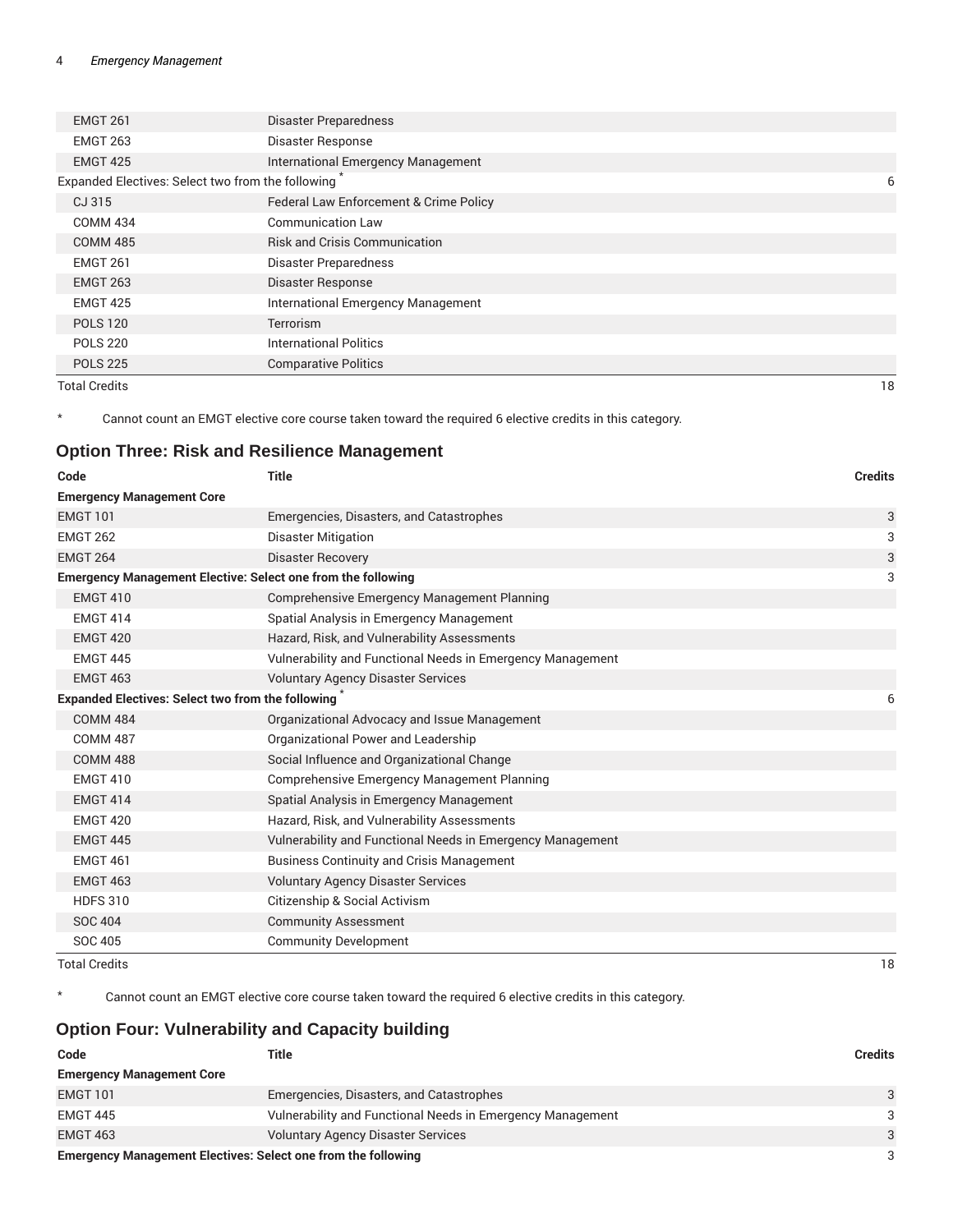| | | |
|---|---|---|
| EMGT 261 | Disaster Preparedness | |
| EMGT 263 | Disaster Response | |
| EMGT 425 | International Emergency Management | |
| Expanded Electives: Select two from the following * | | 6 |
| CJ 315 | Federal Law Enforcement & Crime Policy | |
| COMM 434 | Communication Law | |
| COMM 485 | Risk and Crisis Communication | |
| EMGT 261 | Disaster Preparedness | |
| EMGT 263 | Disaster Response | |
| EMGT 425 | International Emergency Management | |
| POLS 120 | Terrorism | |
| POLS 220 | International Politics | |
| POLS 225 | Comparative Politics | |
| Total Credits | | 18 |

\* Cannot count an EMGT elective core course taken toward the required 6 elective credits in this category.

## Option Three: Risk and Resilience Management

| Code | Title | Credits |
|---|---|---|
| **Emergency Management Core** | | |
| EMGT 101 | Emergencies, Disasters, and Catastrophes | 3 |
| EMGT 262 | Disaster Mitigation | 3 |
| EMGT 264 | Disaster Recovery | 3 |
| **Emergency Management Elective: Select one from the following** | | 3 |
| EMGT 410 | Comprehensive Emergency Management Planning | |
| EMGT 414 | Spatial Analysis in Emergency Management | |
| EMGT 420 | Hazard, Risk, and Vulnerability Assessments | |
| EMGT 445 | Vulnerability and Functional Needs in Emergency Management | |
| EMGT 463 | Voluntary Agency Disaster Services | |
| **Expanded Electives: Select two from the following** * | | 6 |
| COMM 484 | Organizational Advocacy and Issue Management | |
| COMM 487 | Organizational Power and Leadership | |
| COMM 488 | Social Influence and Organizational Change | |
| EMGT 410 | Comprehensive Emergency Management Planning | |
| EMGT 414 | Spatial Analysis in Emergency Management | |
| EMGT 420 | Hazard, Risk, and Vulnerability Assessments | |
| EMGT 445 | Vulnerability and Functional Needs in Emergency Management | |
| EMGT 461 | Business Continuity and Crisis Management | |
| EMGT 463 | Voluntary Agency Disaster Services | |
| HDFS 310 | Citizenship & Social Activism | |
| SOC 404 | Community Assessment | |
| SOC 405 | Community Development | |
| Total Credits | | 18 |

\* Cannot count an EMGT elective core course taken toward the required 6 elective credits in this category.

## Option Four: Vulnerability and Capacity building

| Code | Title | Credits |
|---|---|---|
| **Emergency Management Core** | | |
| EMGT 101 | Emergencies, Disasters, and Catastrophes | 3 |
| EMGT 445 | Vulnerability and Functional Needs in Emergency Management | 3 |
| EMGT 463 | Voluntary Agency Disaster Services | 3 |
| **Emergency Management Electives: Select one from the following** | | 3 |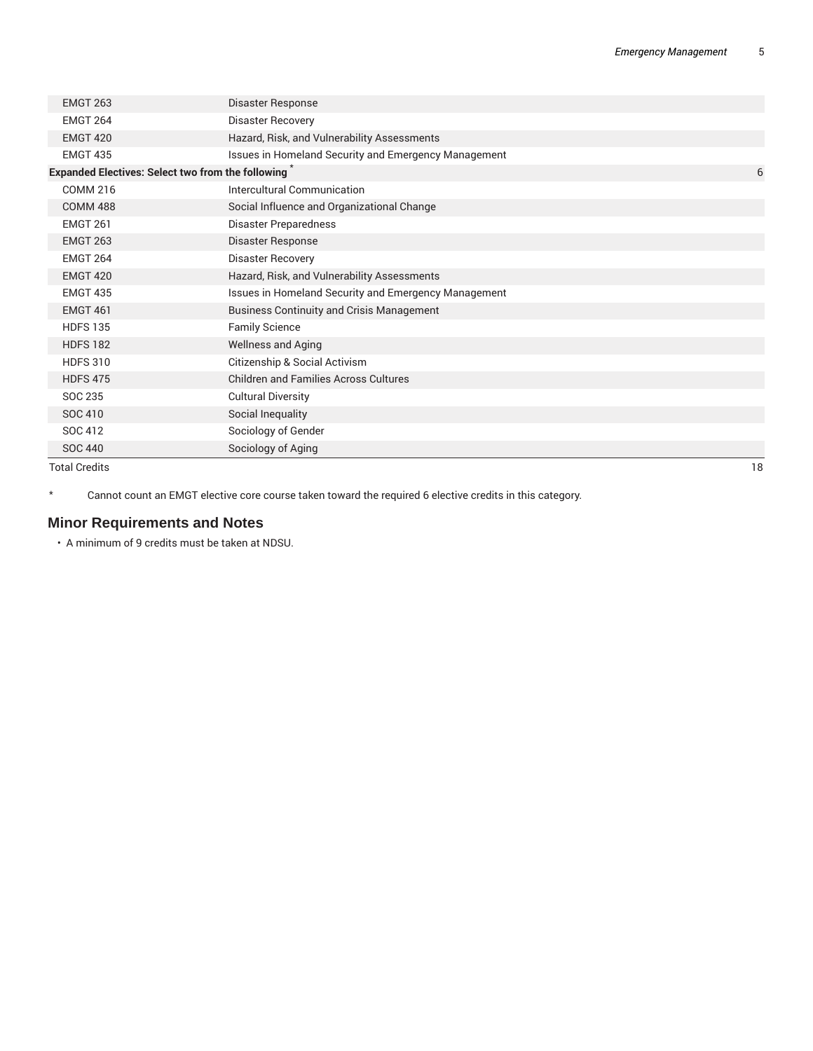| | | |
|---|---|---|
| EMGT 263 | Disaster Response | |
| EMGT 264 | Disaster Recovery | |
| EMGT 420 | Hazard, Risk, and Vulnerability Assessments | |
| EMGT 435 | Issues in Homeland Security and Emergency Management | |
| **Expanded Electives: Select two from the following** * | | 6 |
| COMM 216 | Intercultural Communication | |
| COMM 488 | Social Influence and Organizational Change | |
| EMGT 261 | Disaster Preparedness | |
| EMGT 263 | Disaster Response | |
| EMGT 264 | Disaster Recovery | |
| EMGT 420 | Hazard, Risk, and Vulnerability Assessments | |
| EMGT 435 | Issues in Homeland Security and Emergency Management | |
| EMGT 461 | Business Continuity and Crisis Management | |
| HDFS 135 | Family Science | |
| HDFS 182 | Wellness and Aging | |
| HDFS 310 | Citizenship & Social Activism | |
| HDFS 475 | Children and Families Across Cultures | |
| SOC 235 | Cultural Diversity | |
| SOC 410 | Social Inequality | |
| SOC 412 | Sociology of Gender | |
| SOC 440 | Sociology of Aging | |
| Total Credits | | 18 |

\* Cannot count an EMGT elective core course taken toward the required 6 elective credits in this category.

## Minor Requirements and Notes

- A minimum of 9 credits must be taken at NDSU.